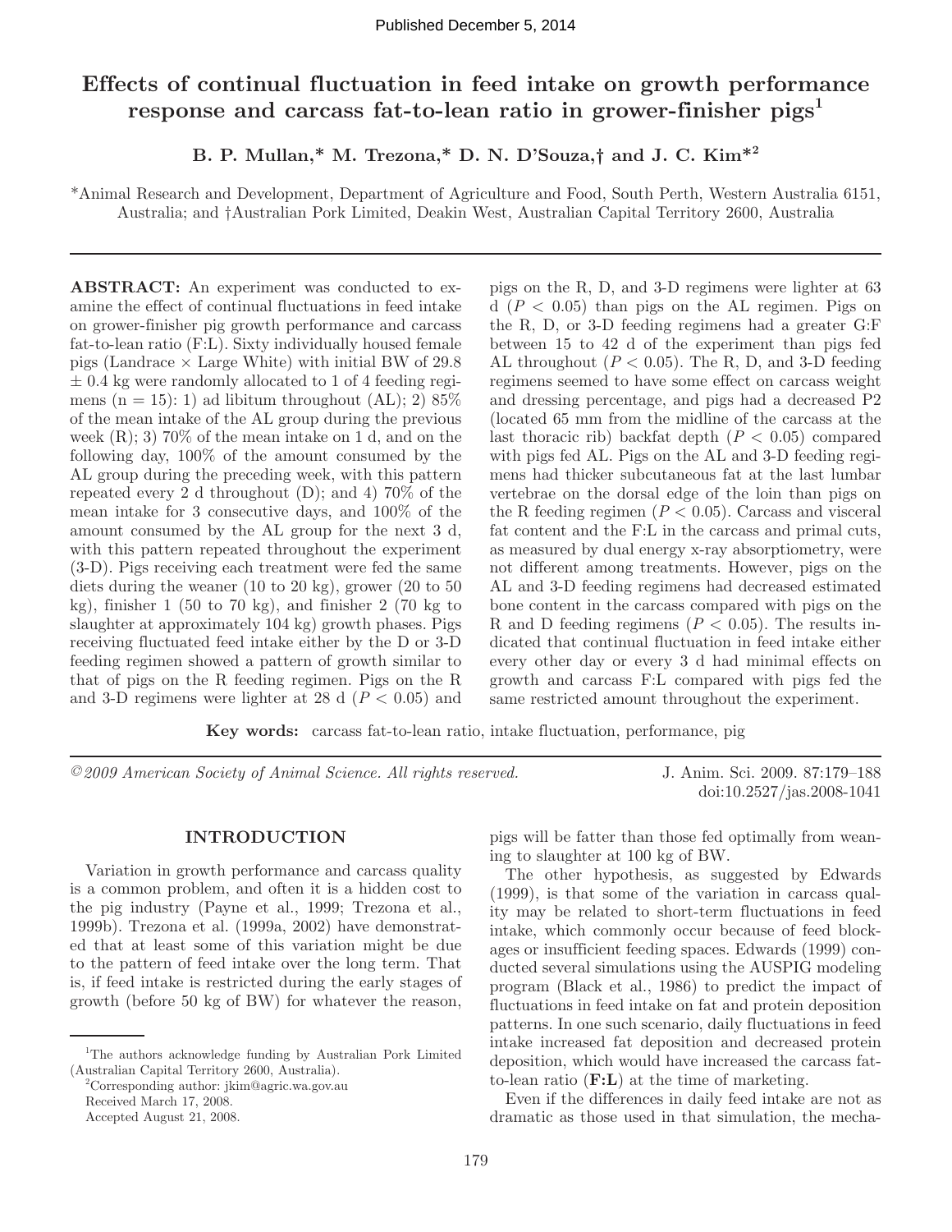# Effects of continual fluctuation in feed intake on growth performance response and carcass fat-to-lean ratio in grower-finisher pigs[1]

**B. P. Mullan,* M. Trezona,* D. N. D'Souza,† and J. C. Kim*[2]**

*Animal Research and Development, Department of Agriculture and Food, South Perth, Western Australia 6151, Australia; and †Australian Pork Limited, Deakin West, Australian Capital Territory 2600, Australia

**ABSTRACT:** An experiment was conducted to examine the effect of continual fluctuations in feed intake on grower-finisher pig growth performance and carcass fat-to-lean ratio (F:L). Sixty individually housed female pigs (Landrace × Large White) with initial BW of 29.8 ± 0.4 kg were randomly allocated to 1 of 4 feeding regimens (n = 15): 1) ad libitum throughout (AL); 2) 85% of the mean intake of the AL group during the previous week (R); 3) 70% of the mean intake on 1 d, and on the following day, 100% of the amount consumed by the AL group during the preceding week, with this pattern repeated every 2 d throughout (D); and 4) 70% of the mean intake for 3 consecutive days, and 100% of the amount consumed by the AL group for the next 3 d, with this pattern repeated throughout the experiment (3-D). Pigs receiving each treatment were fed the same diets during the weaner (10 to 20 kg), grower (20 to 50 kg), finisher 1 (50 to 70 kg), and finisher 2 (70 kg to slaughter at approximately 104 kg) growth phases. Pigs receiving fluctuated feed intake either by the D or 3-D feeding regimen showed a pattern of growth similar to that of pigs on the R feeding regimen. Pigs on the R and 3-D regimens were lighter at 28 d ($P < 0.05$) and pigs on the R, D, and 3-D regimens were lighter at 63 d ($P < 0.05$) than pigs on the AL regimen. Pigs on the R, D, or 3-D feeding regimens had a greater G:F between 15 to 42 d of the experiment than pigs fed AL throughout ($P < 0.05$). The R, D, and 3-D feeding regimens seemed to have some effect on carcass weight and dressing percentage, and pigs had a decreased P2 (located 65 mm from the midline of the carcass at the last thoracic rib) backfat depth ($P < 0.05$) compared with pigs fed AL. Pigs on the AL and 3-D feeding regimens had thicker subcutaneous fat at the last lumbar vertebrae on the dorsal edge of the loin than pigs on the R feeding regimen ($P < 0.05$). Carcass and visceral fat content and the F:L in the carcass and primal cuts, as measured by dual energy x-ray absorptiometry, were not different among treatments. However, pigs on the AL and 3-D feeding regimens had decreased estimated bone content in the carcass compared with pigs on the R and D feeding regimens ($P < 0.05$). The results indicated that continual fluctuation in feed intake either every other day or every 3 d had minimal effects on growth and carcass F:L compared with pigs fed the same restricted amount throughout the experiment.

**Key words:** carcass fat-to-lean ratio, intake fluctuation, performance, pig

*©2009 American Society of Animal Science. All rights reserved.*

doi:10.2527/jas.2008-1041

## INTRODUCTION

Variation in growth performance and carcass quality is a common problem, and often it is a hidden cost to the pig industry (Payne et al., 1999; Trezona et al., 1999b). Trezona et al. (1999a, 2002) have demonstrated that at least some of this variation might be due to the pattern of feed intake over the long term. That is, if feed intake is restricted during the early stages of growth (before 50 kg of BW) for whatever the reason, pigs will be fatter than those fed optimally from weaning to slaughter at 100 kg of BW.

The other hypothesis, as suggested by Edwards (1999), is that some of the variation in carcass quality may be related to short-term fluctuations in feed intake, which commonly occur because of feed blockages or insufficient feeding spaces. Edwards (1999) conducted several simulations using the AUSPIG modeling program (Black et al., 1986) to predict the impact of fluctuations in feed intake on fat and protein deposition patterns. In one such scenario, daily fluctuations in feed intake increased fat deposition and decreased protein deposition, which would have increased the carcass fat-to-lean ratio (**F:L**) at the time of marketing.

Even if the differences in daily feed intake are not as dramatic as those used in that simulation, the mecha-

[1]The authors acknowledge funding by Australian Pork Limited (Australian Capital Territory 2600, Australia).

[2]Corresponding author: jkim@agric.wa.gov.au

Received March 17, 2008.

Accepted August 21, 2008.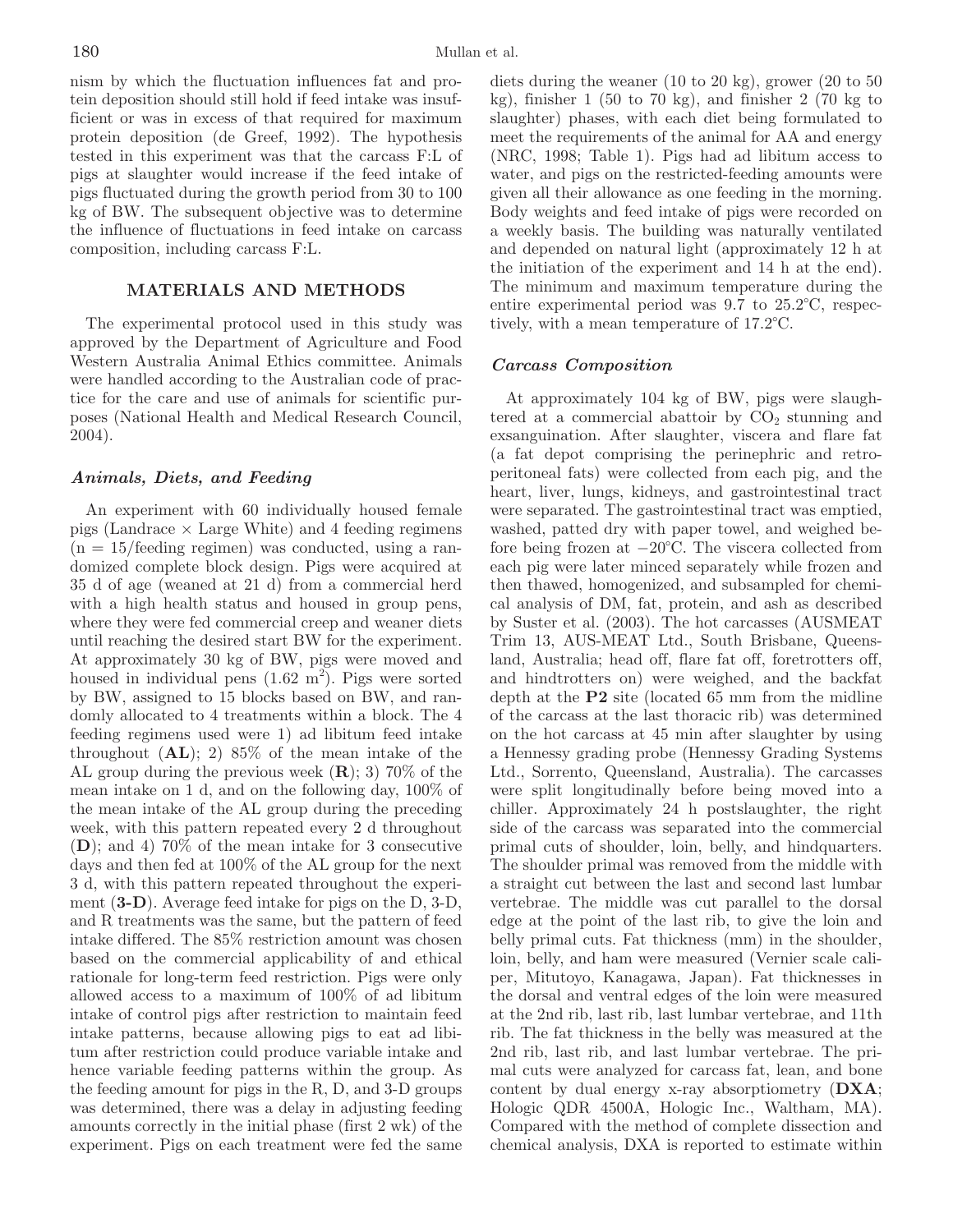nism by which the fluctuation influences fat and protein deposition should still hold if feed intake was insufficient or was in excess of that required for maximum protein deposition (de Greef, 1992). The hypothesis tested in this experiment was that the carcass F:L of pigs at slaughter would increase if the feed intake of pigs fluctuated during the growth period from 30 to 100 kg of BW. The subsequent objective was to determine the influence of fluctuations in feed intake on carcass composition, including carcass F:L.

## MATERIALS AND METHODS

The experimental protocol used in this study was approved by the Department of Agriculture and Food Western Australia Animal Ethics committee. Animals were handled according to the Australian code of practice for the care and use of animals for scientific purposes (National Health and Medical Research Council, 2004).

### *Animals, Diets, and Feeding*

An experiment with 60 individually housed female pigs (Landrace × Large White) and 4 feeding regimens (n = 15/feeding regimen) was conducted, using a randomized complete block design. Pigs were acquired at 35 d of age (weaned at 21 d) from a commercial herd with a high health status and housed in group pens, where they were fed commercial creep and weaner diets until reaching the desired start BW for the experiment. At approximately 30 kg of BW, pigs were moved and housed in individual pens (1.62 $m^2$). Pigs were sorted by BW, assigned to 15 blocks based on BW, and randomly allocated to 4 treatments within a block. The 4 feeding regimens used were 1) ad libitum feed intake throughout (**AL**); 2) 85% of the mean intake of the AL group during the previous week (**R**); 3) 70% of the mean intake on 1 d, and on the following day, 100% of the mean intake of the AL group during the preceding week, with this pattern repeated every 2 d throughout (**D**); and 4) 70% of the mean intake for 3 consecutive days and then fed at 100% of the AL group for the next 3 d, with this pattern repeated throughout the experiment (**3-D**). Average feed intake for pigs on the D, 3-D, and R treatments was the same, but the pattern of feed intake differed. The 85% restriction amount was chosen based on the commercial applicability of and ethical rationale for long-term feed restriction. Pigs were only allowed access to a maximum of 100% of ad libitum intake of control pigs after restriction to maintain feed intake patterns, because allowing pigs to eat ad libitum after restriction could produce variable intake and hence variable feeding patterns within the group. As the feeding amount for pigs in the R, D, and 3-D groups was determined, there was a delay in adjusting feeding amounts correctly in the initial phase (first 2 wk) of the experiment. Pigs on each treatment were fed the same diets during the weaner (10 to 20 kg), grower (20 to 50 kg), finisher 1 (50 to 70 kg), and finisher 2 (70 kg to slaughter) phases, with each diet being formulated to meet the requirements of the animal for AA and energy (NRC, 1998; Table 1). Pigs had ad libitum access to water, and pigs on the restricted-feeding amounts were given all their allowance as one feeding in the morning. Body weights and feed intake of pigs were recorded on a weekly basis. The building was naturally ventilated and depended on natural light (approximately 12 h at the initiation of the experiment and 14 h at the end). The minimum and maximum temperature during the entire experimental period was 9.7 to 25.2°C, respectively, with a mean temperature of 17.2°C.

### *Carcass Composition*

At approximately 104 kg of BW, pigs were slaughtered at a commercial abattoir by $CO_2$ stunning and exsanguination. After slaughter, viscera and flare fat (a fat depot comprising the perinephric and retroperitoneal fats) were collected from each pig, and the heart, liver, lungs, kidneys, and gastrointestinal tract were separated. The gastrointestinal tract was emptied, washed, patted dry with paper towel, and weighed before being frozen at −20°C. The viscera collected from each pig were later minced separately while frozen and then thawed, homogenized, and subsampled for chemical analysis of DM, fat, protein, and ash as described by Suster et al. (2003). The hot carcasses (AUSMEAT Trim 13, AUS-MEAT Ltd., South Brisbane, Queensland, Australia; head off, flare fat off, foretrotters off, and hindtrotters on) were weighed, and the backfat depth at the **P2** site (located 65 mm from the midline of the carcass at the last thoracic rib) was determined on the hot carcass at 45 min after slaughter by using a Hennessy grading probe (Hennessy Grading Systems Ltd., Sorrento, Queensland, Australia). The carcasses were split longitudinally before being moved into a chiller. Approximately 24 h postslaughter, the right side of the carcass was separated into the commercial primal cuts of shoulder, loin, belly, and hindquarters. The shoulder primal was removed from the middle with a straight cut between the last and second last lumbar vertebrae. The middle was cut parallel to the dorsal edge at the point of the last rib, to give the loin and belly primal cuts. Fat thickness (mm) in the shoulder, loin, belly, and ham were measured (Vernier scale caliper, Mitutoyo, Kanagawa, Japan). Fat thicknesses in the dorsal and ventral edges of the loin were measured at the 2nd rib, last rib, last lumbar vertebrae, and 11th rib. The fat thickness in the belly was measured at the 2nd rib, last rib, and last lumbar vertebrae. The primal cuts were analyzed for carcass fat, lean, and bone content by dual energy x-ray absorptiometry (**DXA**; Hologic QDR 4500A, Hologic Inc., Waltham, MA). Compared with the method of complete dissection and chemical analysis, DXA is reported to estimate within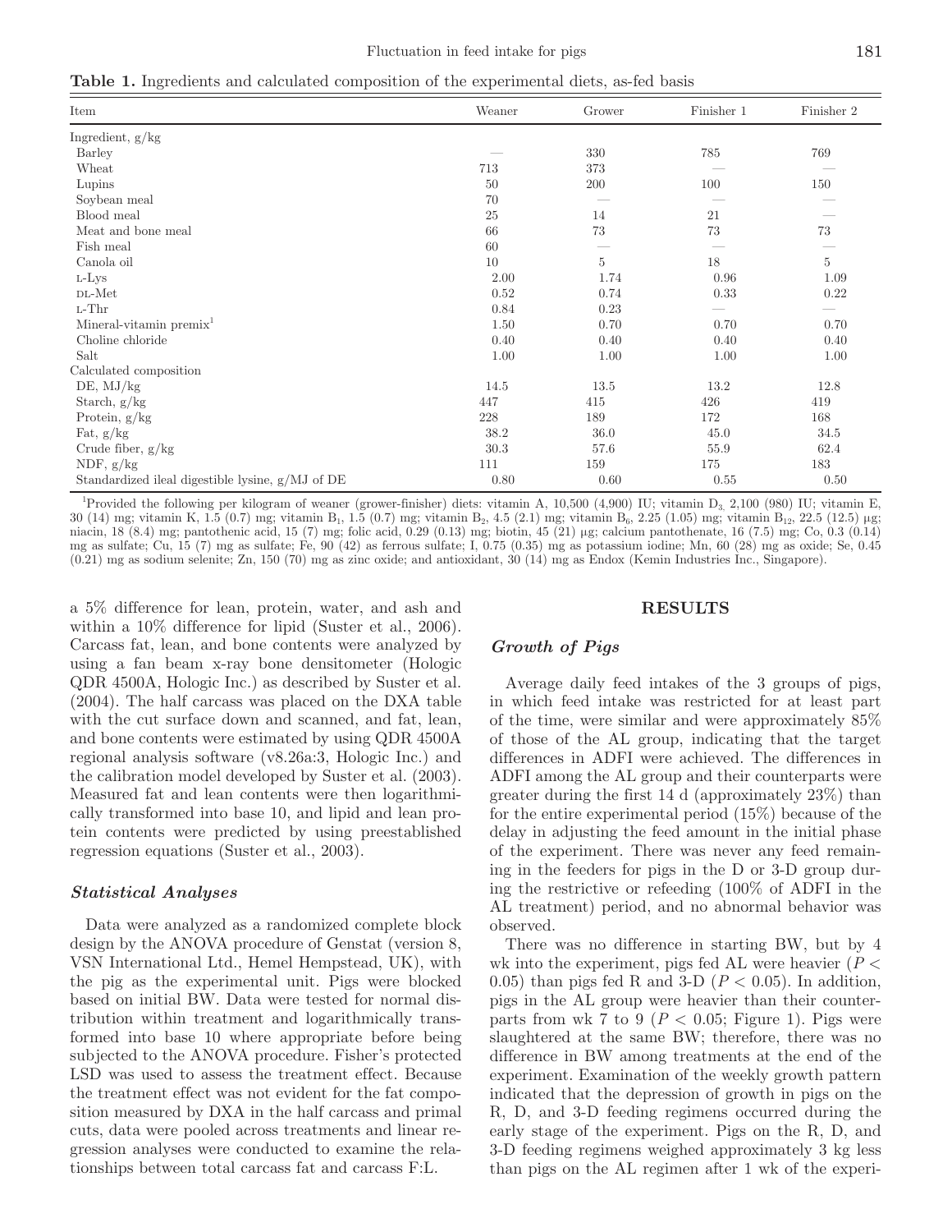**Table 1.** Ingredients and calculated composition of the experimental diets, as-fed basis

| Item | Weaner | Grower | Finisher 1 | Finisher 2 |
|---|---|---|---|---|
| Ingredient, g/kg | | | | |
| Barley | — | 330 | 785 | 769 |
| Wheat | 713 | 373 | — | — |
| Lupins | 50 | 200 | 100 | 150 |
| Soybean meal | 70 | — | — | — |
| Blood meal | 25 | 14 | 21 | — |
| Meat and bone meal | 66 | 73 | 73 | 73 |
| Fish meal | 60 | — | — | — |
| Canola oil | 10 | 5 | 18 | 5 |
| L-Lys | 2.00 | 1.74 | 0.96 | 1.09 |
| DL-Met | 0.52 | 0.74 | 0.33 | 0.22 |
| L-Thr | 0.84 | 0.23 | — | — |
| Mineral-vitamin premix[1] | 1.50 | 0.70 | 0.70 | 0.70 |
| Choline chloride | 0.40 | 0.40 | 0.40 | 0.40 |
| Salt | 1.00 | 1.00 | 1.00 | 1.00 |
| Calculated composition | | | | |
| DE, MJ/kg | 14.5 | 13.5 | 13.2 | 12.8 |
| Starch, g/kg | 447 | 415 | 426 | 419 |
| Protein, g/kg | 228 | 189 | 172 | 168 |
| Fat, g/kg | 38.2 | 36.0 | 45.0 | 34.5 |
| Crude fiber, g/kg | 30.3 | 57.6 | 55.9 | 62.4 |
| NDF, g/kg | 111 | 159 | 175 | 183 |
| Standardized ileal digestible lysine, g/MJ of DE | 0.80 | 0.60 | 0.55 | 0.50 |

[1]Provided the following per kilogram of weaner (grower-finisher) diets: vitamin A, 10,500 (4,900) IU; vitamin $D_3$, 2,100 (980) IU; vitamin E, 30 (14) mg; vitamin K, 1.5 (0.7) mg; vitamin $B_1$, 1.5 (0.7) mg; vitamin $B_2$, 4.5 (2.1) mg; vitamin $B_6$, 2.25 (1.05) mg; vitamin $B_{12}$, 22.5 (12.5) μg; niacin, 18 (8.4) mg; pantothenic acid, 15 (7) mg; folic acid, 0.29 (0.13) mg; biotin, 45 (21) μg; calcium pantothenate, 16 (7.5) mg; Co, 0.3 (0.14) mg as sulfate; Cu, 15 (7) mg as sulfate; Fe, 90 (42) as ferrous sulfate; I, 0.75 (0.35) mg as potassium iodine; Mn, 60 (28) mg as oxide; Se, 0.45 (0.21) mg as sodium selenite; Zn, 150 (70) mg as zinc oxide; and antioxidant, 30 (14) mg as Endox (Kemin Industries Inc., Singapore).

a 5% difference for lean, protein, water, and ash and within a 10% difference for lipid (Suster et al., 2006). Carcass fat, lean, and bone contents were analyzed by using a fan beam x-ray bone densitometer (Hologic QDR 4500A, Hologic Inc.) as described by Suster et al. (2004). The half carcass was placed on the DXA table with the cut surface down and scanned, and fat, lean, and bone contents were estimated by using QDR 4500A regional analysis software (v8.26a:3, Hologic Inc.) and the calibration model developed by Suster et al. (2003). Measured fat and lean contents were then logarithmically transformed into base 10, and lipid and lean protein contents were predicted by using preestablished regression equations (Suster et al., 2003).

### *Statistical Analyses*

Data were analyzed as a randomized complete block design by the ANOVA procedure of Genstat (version 8, VSN International Ltd., Hemel Hempstead, UK), with the pig as the experimental unit. Pigs were blocked based on initial BW. Data were tested for normal distribution within treatment and logarithmically transformed into base 10 where appropriate before being subjected to the ANOVA procedure. Fisher's protected LSD was used to assess the treatment effect. Because the treatment effect was not evident for the fat composition measured by DXA in the half carcass and primal cuts, data were pooled across treatments and linear regression analyses were conducted to examine the relationships between total carcass fat and carcass F:L.

## RESULTS

### *Growth of Pigs*

Average daily feed intakes of the 3 groups of pigs, in which feed intake was restricted for at least part of the time, were similar and were approximately 85% of those of the AL group, indicating that the target differences in ADFI were achieved. The differences in ADFI among the AL group and their counterparts were greater during the first 14 d (approximately 23%) than for the entire experimental period (15%) because of the delay in adjusting the feed amount in the initial phase of the experiment. There was never any feed remaining in the feeders for pigs in the D or 3-D group during the restrictive or refeeding (100% of ADFI in the AL treatment) period, and no abnormal behavior was observed.

There was no difference in starting BW, but by 4 wk into the experiment, pigs fed AL were heavier ($P < 0.05$) than pigs fed R and 3-D ($P < 0.05$). In addition, pigs in the AL group were heavier than their counterparts from wk 7 to 9 ($P < 0.05$; Figure 1). Pigs were slaughtered at the same BW; therefore, there was no difference in BW among treatments at the end of the experiment. Examination of the weekly growth pattern indicated that the depression of growth in pigs on the R, D, and 3-D feeding regimens occurred during the early stage of the experiment. Pigs on the R, D, and 3-D feeding regimens weighed approximately 3 kg less than pigs on the AL regimen after 1 wk of the experi-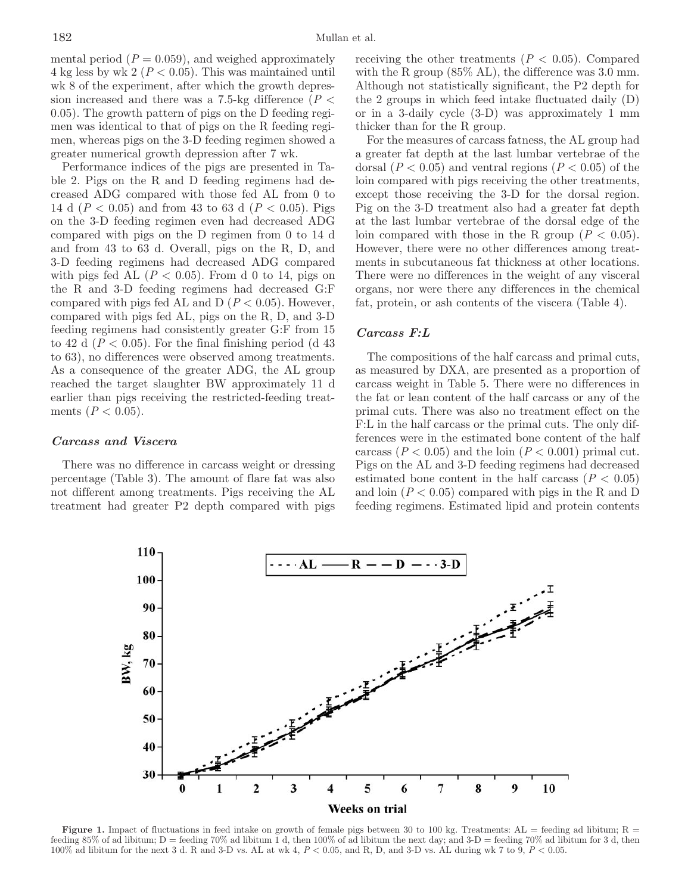mental period ($P = 0.059$), and weighed approximately 4 kg less by wk 2 ($P < 0.05$). This was maintained until wk 8 of the experiment, after which the growth depression increased and there was a 7.5-kg difference ($P < 0.05$). The growth pattern of pigs on the D feeding regimen was identical to that of pigs on the R feeding regimen, whereas pigs on the 3-D feeding regimen showed a greater numerical growth depression after 7 wk.

Performance indices of the pigs are presented in Table 2. Pigs on the R and D feeding regimens had decreased ADG compared with those fed AL from 0 to 14 d ($P < 0.05$) and from 43 to 63 d ($P < 0.05$). Pigs on the 3-D feeding regimen even had decreased ADG compared with pigs on the D regimen from 0 to 14 d and from 43 to 63 d. Overall, pigs on the R, D, and 3-D feeding regimens had decreased ADG compared with pigs fed AL ($P < 0.05$). From d 0 to 14, pigs on the R and 3-D feeding regimens had decreased G:F compared with pigs fed AL and D ($P < 0.05$). However, compared with pigs fed AL, pigs on the R, D, and 3-D feeding regimens had consistently greater G:F from 15 to 42 d ($P < 0.05$). For the final finishing period (d 43 to 63), no differences were observed among treatments. As a consequence of the greater ADG, the AL group reached the target slaughter BW approximately 11 d earlier than pigs receiving the restricted-feeding treatments ($P < 0.05$).

### *Carcass and Viscera*

There was no difference in carcass weight or dressing percentage (Table 3). The amount of flare fat was also not different among treatments. Pigs receiving the AL treatment had greater P2 depth compared with pigs receiving the other treatments ($P < 0.05$). Compared with the R group (85% AL), the difference was 3.0 mm. Although not statistically significant, the P2 depth for the 2 groups in which feed intake fluctuated daily (D) or in a 3-daily cycle (3-D) was approximately 1 mm thicker than for the R group.

For the measures of carcass fatness, the AL group had a greater fat depth at the last lumbar vertebrae of the dorsal ($P < 0.05$) and ventral regions ($P < 0.05$) of the loin compared with pigs receiving the other treatments, except those receiving the 3-D for the dorsal region. Pig on the 3-D treatment also had a greater fat depth at the last lumbar vertebrae of the dorsal edge of the loin compared with those in the R group ($P < 0.05$). However, there were no other differences among treatments in subcutaneous fat thickness at other locations. There were no differences in the weight of any visceral organs, nor were there any differences in the chemical fat, protein, or ash contents of the viscera (Table 4).

### *Carcass F:L*

The compositions of the half carcass and primal cuts, as measured by DXA, are presented as a proportion of carcass weight in Table 5. There were no differences in the fat or lean content of the half carcass or any of the primal cuts. There was also no treatment effect on the F:L in the half carcass or the primal cuts. The only differences were in the estimated bone content of the half carcass ($P < 0.05$) and the loin ($P < 0.001$) primal cut. Pigs on the AL and 3-D feeding regimens had decreased estimated bone content in the half carcass ($P < 0.05$) and loin ($P < 0.05$) compared with pigs in the R and D feeding regimens. Estimated lipid and protein contents

**Figure 1.** Impact of fluctuations in feed intake on growth of female pigs between 30 to 100 kg. Treatments: AL = feeding ad libitum; R = feeding 85% of ad libitum; D = feeding 70% ad libitum 1 d, then 100% of ad libitum the next day; and 3-D = feeding 70% ad libitum for 3 d, then 100% ad libitum for the next 3 d. R and 3-D vs. AL at wk 4, $P < 0.05$, and R, D, and 3-D vs. AL during wk 7 to 9, $P < 0.05$.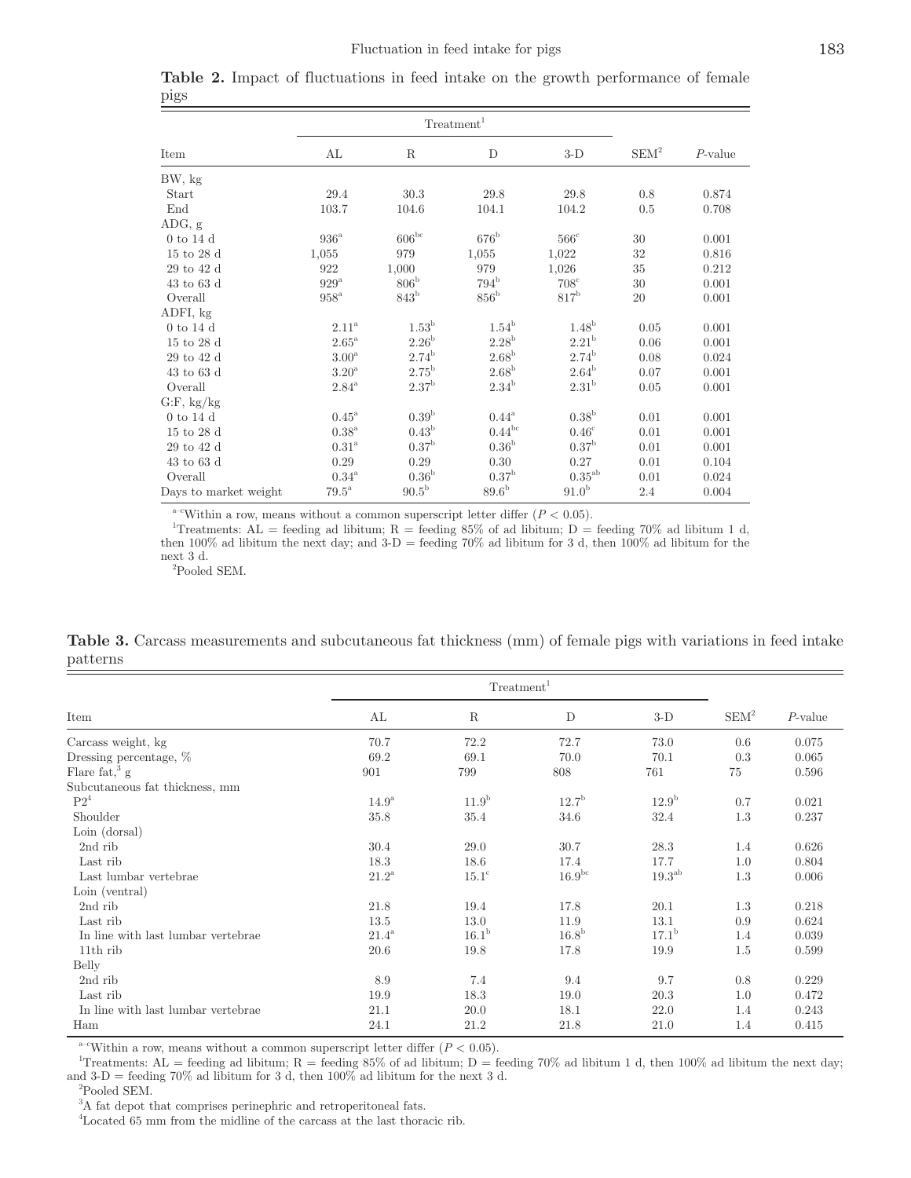**Table 2.** Impact of fluctuations in feed intake on the growth performance of female pigs

| Item | Treatment[1] | | | | SEM[2] | *P*-value |
|---|---|---|---|---|---|---|
| | AL | R | D | 3-D | | |
| BW, kg | | | | | | |
| Start | 29.4 | 30.3 | 29.8 | 29.8 | 0.8 | 0.874 |
| End | 103.7 | 104.6 | 104.1 | 104.2 | 0.5 | 0.708 |
| ADG, g | | | | | | |
| 0 to 14 d | 936[a] | 606[bc] | 676[b] | 566[c] | 30 | 0.001 |
| 15 to 28 d | 1,055 | 979 | 1,055 | 1,022 | 32 | 0.816 |
| 29 to 42 d | 922 | 1,000 | 979 | 1,026 | 35 | 0.212 |
| 43 to 63 d | 929[a] | 806[b] | 794[b] | 708[c] | 30 | 0.001 |
| Overall | 958[a] | 843[b] | 856[b] | 817[b] | 20 | 0.001 |
| ADFI, kg | | | | | | |
| 0 to 14 d | 2.11[a] | 1.53[b] | 1.54[b] | 1.48[b] | 0.05 | 0.001 |
| 15 to 28 d | 2.65[a] | 2.26[b] | 2.28[b] | 2.21[b] | 0.06 | 0.001 |
| 29 to 42 d | 3.00[a] | 2.74[b] | 2.68[b] | 2.74[b] | 0.08 | 0.024 |
| 43 to 63 d | 3.20[a] | 2.75[b] | 2.68[b] | 2.64[b] | 0.07 | 0.001 |
| Overall | 2.84[a] | 2.37[b] | 2.34[b] | 2.31[b] | 0.05 | 0.001 |
| G:F, kg/kg | | | | | | |
| 0 to 14 d | 0.45[a] | 0.39[b] | 0.44[a] | 0.38[b] | 0.01 | 0.001 |
| 15 to 28 d | 0.38[a] | 0.43[b] | 0.44[bc] | 0.46[c] | 0.01 | 0.001 |
| 29 to 42 d | 0.31[a] | 0.37[b] | 0.36[b] | 0.37[b] | 0.01 | 0.001 |
| 43 to 63 d | 0.29 | 0.29 | 0.30 | 0.27 | 0.01 | 0.104 |
| Overall | 0.34[a] | 0.36[b] | 0.37[b] | 0.35[ab] | 0.01 | 0.024 |
| Days to market weight | 79.5[a] | 90.5[b] | 89.6[b] | 91.0[b] | 2.4 | 0.004 |

[a–c]Within a row, means without a common superscript letter differ ($P < 0.05$).

[1]Treatments: AL = feeding ad libitum; R = feeding 85% of ad libitum; D = feeding 70% ad libitum 1 d, then 100% ad libitum the next day; and 3-D = feeding 70% ad libitum for 3 d, then 100% ad libitum for the next 3 d.

[2]Pooled SEM.

**Table 3.** Carcass measurements and subcutaneous fat thickness (mm) of female pigs with variations in feed intake patterns

| Item | Treatment[1] | | | | SEM[2] | *P*-value |
|---|---|---|---|---|---|---|
| | AL | R | D | 3-D | | |
| Carcass weight, kg | 70.7 | 72.2 | 72.7 | 73.0 | 0.6 | 0.075 |
| Dressing percentage, % | 69.2 | 69.1 | 70.0 | 70.1 | 0.3 | 0.065 |
| Flare fat,[3] g | 901 | 799 | 808 | 761 | 75 | 0.596 |
| Subcutaneous fat thickness, mm | | | | | | |
| P2[4] | 14.9[a] | 11.9[b] | 12.7[b] | 12.9[b] | 0.7 | 0.021 |
| Shoulder | 35.8 | 35.4 | 34.6 | 32.4 | 1.3 | 0.237 |
| Loin (dorsal) | | | | | | |
| 2nd rib | 30.4 | 29.0 | 30.7 | 28.3 | 1.4 | 0.626 |
| Last rib | 18.3 | 18.6 | 17.4 | 17.7 | 1.0 | 0.804 |
| Last lumbar vertebrae | 21.2[a] | 15.1[c] | 16.9[bc] | 19.3[ab] | 1.3 | 0.006 |
| Loin (ventral) | | | | | | |
| 2nd rib | 21.8 | 19.4 | 17.8 | 20.1 | 1.3 | 0.218 |
| Last rib | 13.5 | 13.0 | 11.9 | 13.1 | 0.9 | 0.624 |
| In line with last lumbar vertebrae | 21.4[a] | 16.1[b] | 16.8[b] | 17.1[b] | 1.4 | 0.039 |
| 11th rib | 20.6 | 19.8 | 17.8 | 19.9 | 1.5 | 0.599 |
| Belly | | | | | | |
| 2nd rib | 8.9 | 7.4 | 9.4 | 9.7 | 0.8 | 0.229 |
| Last rib | 19.9 | 18.3 | 19.0 | 20.3 | 1.0 | 0.472 |
| In line with last lumbar vertebrae | 21.1 | 20.0 | 18.1 | 22.0 | 1.4 | 0.243 |
| Ham | 24.1 | 21.2 | 21.8 | 21.0 | 1.4 | 0.415 |

[a–c]Within a row, means without a common superscript letter differ ($P < 0.05$).

[1]Treatments: AL = feeding ad libitum; R = feeding 85% of ad libitum; D = feeding 70% ad libitum 1 d, then 100% ad libitum the next day; and 3-D = feeding 70% ad libitum for 3 d, then 100% ad libitum for the next 3 d.

[2]Pooled SEM.

[3]A fat depot that comprises perinephric and retroperitoneal fats.

[4]Located 65 mm from the midline of the carcass at the last thoracic rib.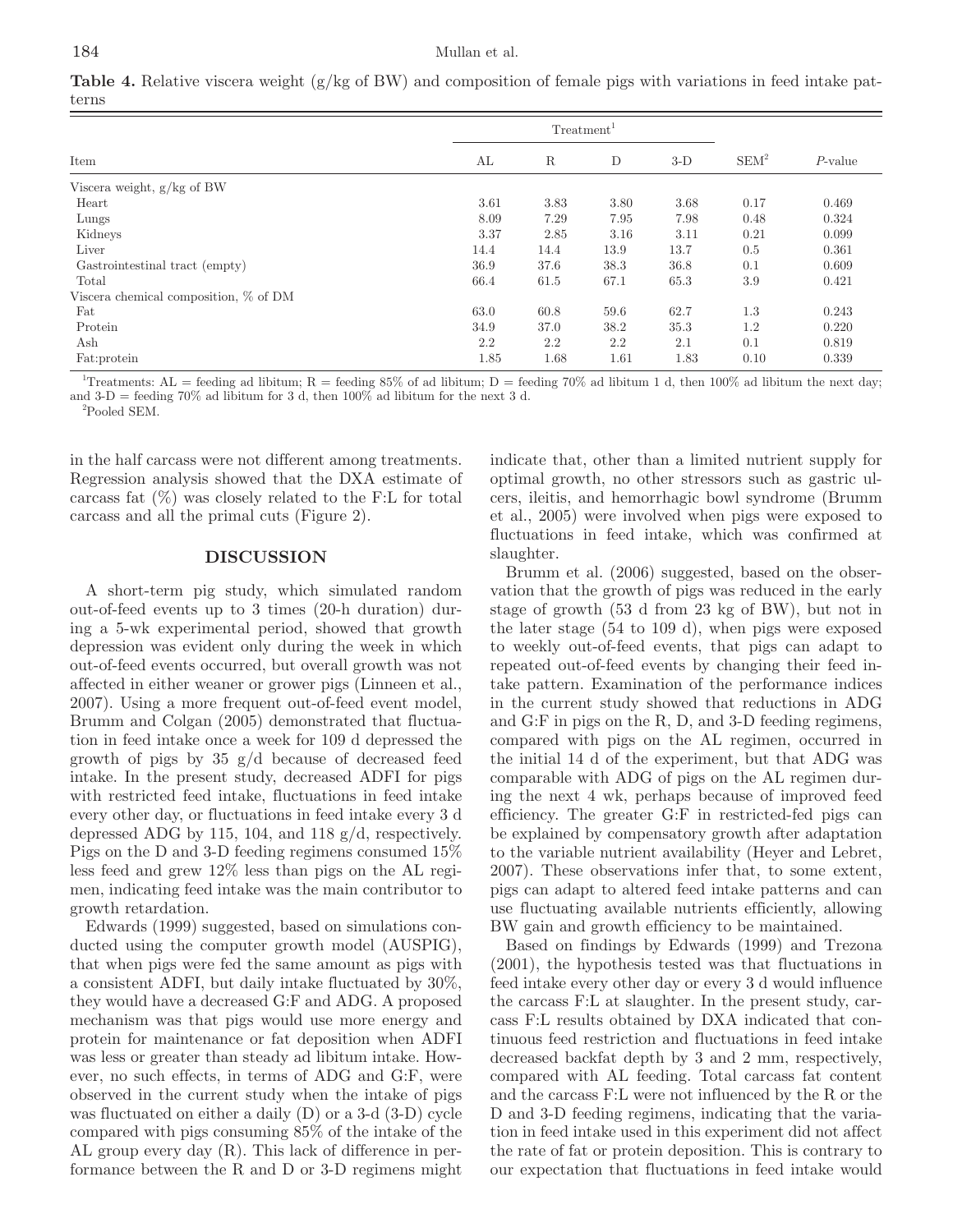**Table 4.** Relative viscera weight (g/kg of BW) and composition of female pigs with variations in feed intake patterns

| Item | Treatment[1] | | | | SEM[2] | *P*-value |
|---|---|---|---|---|---|---|
| | AL | R | D | 3-D | | |
| Viscera weight, g/kg of BW | | | | | | |
| Heart | 3.61 | 3.83 | 3.80 | 3.68 | 0.17 | 0.469 |
| Lungs | 8.09 | 7.29 | 7.95 | 7.98 | 0.48 | 0.324 |
| Kidneys | 3.37 | 2.85 | 3.16 | 3.11 | 0.21 | 0.099 |
| Liver | 14.4 | 14.4 | 13.9 | 13.7 | 0.5 | 0.361 |
| Gastrointestinal tract (empty) | 36.9 | 37.6 | 38.3 | 36.8 | 0.1 | 0.609 |
| Total | 66.4 | 61.5 | 67.1 | 65.3 | 3.9 | 0.421 |
| Viscera chemical composition, % of DM | | | | | | |
| Fat | 63.0 | 60.8 | 59.6 | 62.7 | 1.3 | 0.243 |
| Protein | 34.9 | 37.0 | 38.2 | 35.3 | 1.2 | 0.220 |
| Ash | 2.2 | 2.2 | 2.2 | 2.1 | 0.1 | 0.819 |
| Fat:protein | 1.85 | 1.68 | 1.61 | 1.83 | 0.10 | 0.339 |

[1]Treatments: AL = feeding ad libitum; R = feeding 85% of ad libitum; D = feeding 70% ad libitum 1 d, then 100% ad libitum the next day; and 3-D = feeding 70% ad libitum for 3 d, then 100% ad libitum for the next 3 d.

[2]Pooled SEM.

in the half carcass were not different among treatments. Regression analysis showed that the DXA estimate of carcass fat (%) was closely related to the F:L for total carcass and all the primal cuts (Figure 2).

## DISCUSSION

A short-term pig study, which simulated random out-of-feed events up to 3 times (20-h duration) during a 5-wk experimental period, showed that growth depression was evident only during the week in which out-of-feed events occurred, but overall growth was not affected in either weaner or grower pigs (Linneen et al., 2007). Using a more frequent out-of-feed event model, Brumm and Colgan (2005) demonstrated that fluctuation in feed intake once a week for 109 d depressed the growth of pigs by 35 g/d because of decreased feed intake. In the present study, decreased ADFI for pigs with restricted feed intake, fluctuations in feed intake every other day, or fluctuations in feed intake every 3 d depressed ADG by 115, 104, and 118 g/d, respectively. Pigs on the D and 3-D feeding regimens consumed 15% less feed and grew 12% less than pigs on the AL regimen, indicating feed intake was the main contributor to growth retardation.

Edwards (1999) suggested, based on simulations conducted using the computer growth model (AUSPIG), that when pigs were fed the same amount as pigs with a consistent ADFI, but daily intake fluctuated by 30%, they would have a decreased G:F and ADG. A proposed mechanism was that pigs would use more energy and protein for maintenance or fat deposition when ADFI was less or greater than steady ad libitum intake. However, no such effects, in terms of ADG and G:F, were observed in the current study when the intake of pigs was fluctuated on either a daily (D) or a 3-d (3-D) cycle compared with pigs consuming 85% of the intake of the AL group every day (R). This lack of difference in performance between the R and D or 3-D regimens might indicate that, other than a limited nutrient supply for optimal growth, no other stressors such as gastric ulcers, ileitis, and hemorrhagic bowl syndrome (Brumm et al., 2005) were involved when pigs were exposed to fluctuations in feed intake, which was confirmed at slaughter.

Brumm et al. (2006) suggested, based on the observation that the growth of pigs was reduced in the early stage of growth (53 d from 23 kg of BW), but not in the later stage (54 to 109 d), when pigs were exposed to weekly out-of-feed events, that pigs can adapt to repeated out-of-feed events by changing their feed intake pattern. Examination of the performance indices in the current study showed that reductions in ADG and G:F in pigs on the R, D, and 3-D feeding regimens, compared with pigs on the AL regimen, occurred in the initial 14 d of the experiment, but that ADG was comparable with ADG of pigs on the AL regimen during the next 4 wk, perhaps because of improved feed efficiency. The greater G:F in restricted-fed pigs can be explained by compensatory growth after adaptation to the variable nutrient availability (Heyer and Lebret, 2007). These observations infer that, to some extent, pigs can adapt to altered feed intake patterns and can use fluctuating available nutrients efficiently, allowing BW gain and growth efficiency to be maintained.

Based on findings by Edwards (1999) and Trezona (2001), the hypothesis tested was that fluctuations in feed intake every other day or every 3 d would influence the carcass F:L at slaughter. In the present study, carcass F:L results obtained by DXA indicated that continuous feed restriction and fluctuations in feed intake decreased backfat depth by 3 and 2 mm, respectively, compared with AL feeding. Total carcass fat content and the carcass F:L were not influenced by the R or the D and 3-D feeding regimens, indicating that the variation in feed intake used in this experiment did not affect the rate of fat or protein deposition. This is contrary to our expectation that fluctuations in feed intake would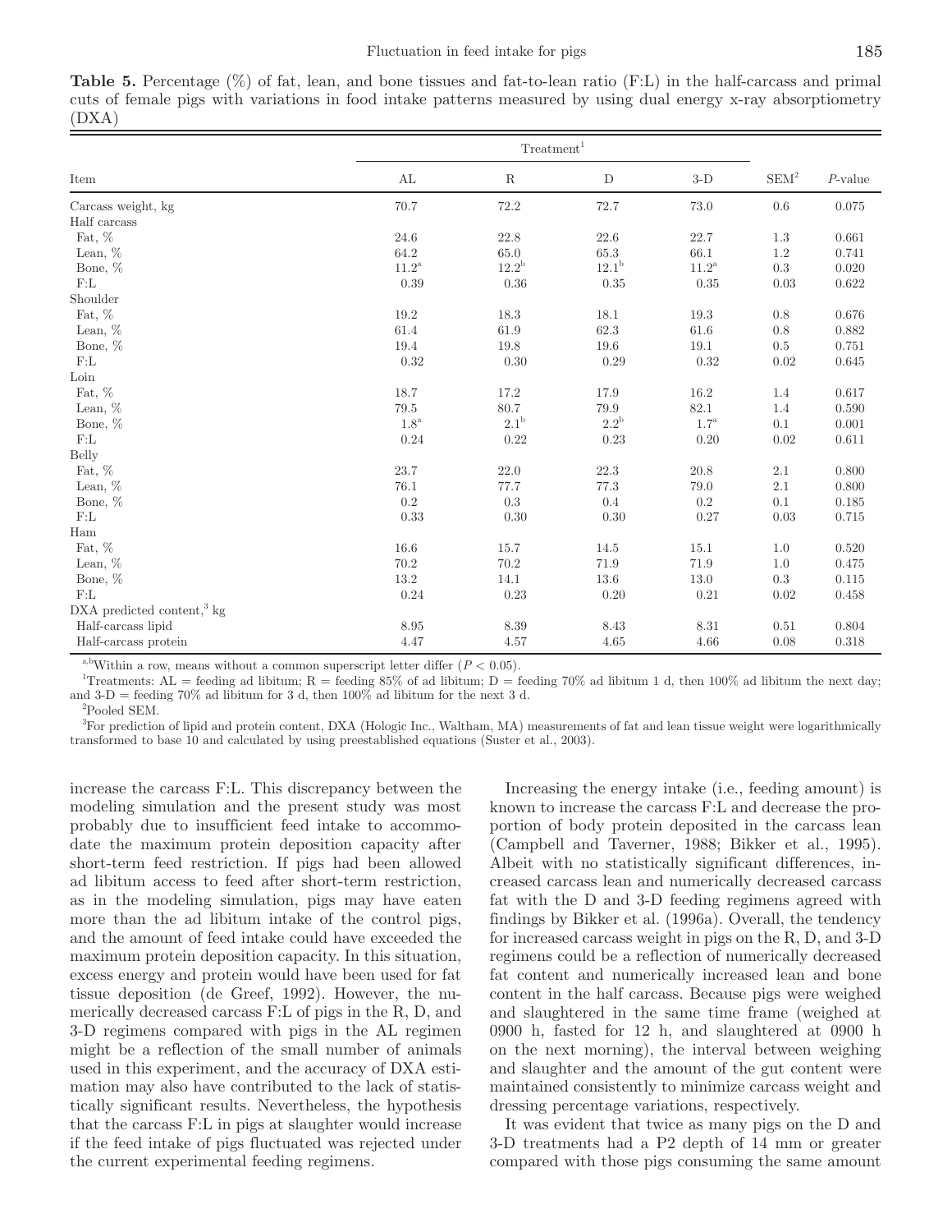**Table 5.** Percentage (%) of fat, lean, and bone tissues and fat-to-lean ratio (F:L) in the half-carcass and primal cuts of female pigs with variations in food intake patterns measured by using dual energy x-ray absorptiometry (DXA)

| Item | Treatment[1] | | | | SEM[2] | *P*-value |
|---|---|---|---|---|---|---|
| | AL | R | D | 3-D | | |
| Carcass weight, kg | 70.7 | 72.2 | 72.7 | 73.0 | 0.6 | 0.075 |
| Half carcass | | | | | | |
| Fat, % | 24.6 | 22.8 | 22.6 | 22.7 | 1.3 | 0.661 |
| Lean, % | 64.2 | 65.0 | 65.3 | 66.1 | 1.2 | 0.741 |
| Bone, % | 11.2[a] | 12.2[b] | 12.1[b] | 11.2[a] | 0.3 | 0.020 |
| F:L | 0.39 | 0.36 | 0.35 | 0.35 | 0.03 | 0.622 |
| Shoulder | | | | | | |
| Fat, % | 19.2 | 18.3 | 18.1 | 19.3 | 0.8 | 0.676 |
| Lean, % | 61.4 | 61.9 | 62.3 | 61.6 | 0.8 | 0.882 |
| Bone, % | 19.4 | 19.8 | 19.6 | 19.1 | 0.5 | 0.751 |
| F:L | 0.32 | 0.30 | 0.29 | 0.32 | 0.02 | 0.645 |
| Loin | | | | | | |
| Fat, % | 18.7 | 17.2 | 17.9 | 16.2 | 1.4 | 0.617 |
| Lean, % | 79.5 | 80.7 | 79.9 | 82.1 | 1.4 | 0.590 |
| Bone, % | 1.8[a] | 2.1[b] | 2.2[b] | 1.7[a] | 0.1 | 0.001 |
| F:L | 0.24 | 0.22 | 0.23 | 0.20 | 0.02 | 0.611 |
| Belly | | | | | | |
| Fat, % | 23.7 | 22.0 | 22.3 | 20.8 | 2.1 | 0.800 |
| Lean, % | 76.1 | 77.7 | 77.3 | 79.0 | 2.1 | 0.800 |
| Bone, % | 0.2 | 0.3 | 0.4 | 0.2 | 0.1 | 0.185 |
| F:L | 0.33 | 0.30 | 0.30 | 0.27 | 0.03 | 0.715 |
| Ham | | | | | | |
| Fat, % | 16.6 | 15.7 | 14.5 | 15.1 | 1.0 | 0.520 |
| Lean, % | 70.2 | 70.2 | 71.9 | 71.9 | 1.0 | 0.475 |
| Bone, % | 13.2 | 14.1 | 13.6 | 13.0 | 0.3 | 0.115 |
| F:L | 0.24 | 0.23 | 0.20 | 0.21 | 0.02 | 0.458 |
| DXA predicted content,[3] kg | | | | | | |
| Half-carcass lipid | 8.95 | 8.39 | 8.43 | 8.31 | 0.51 | 0.804 |
| Half-carcass protein | 4.47 | 4.57 | 4.65 | 4.66 | 0.08 | 0.318 |

[a,b]Within a row, means without a common superscript letter differ ($P < 0.05$).

[1]Treatments: AL = feeding ad libitum; R = feeding 85% of ad libitum; D = feeding 70% ad libitum 1 d, then 100% ad libitum the next day; and 3-D = feeding 70% ad libitum for 3 d, then 100% ad libitum for the next 3 d.

[2]Pooled SEM.

[3]For prediction of lipid and protein content, DXA (Hologic Inc., Waltham, MA) measurements of fat and lean tissue weight were logarithmically transformed to base 10 and calculated by using preestablished equations (Suster et al., 2003).

increase the carcass F:L. This discrepancy between the modeling simulation and the present study was most probably due to insufficient feed intake to accommodate the maximum protein deposition capacity after short-term feed restriction. If pigs had been allowed ad libitum access to feed after short-term restriction, as in the modeling simulation, pigs may have eaten more than the ad libitum intake of the control pigs, and the amount of feed intake could have exceeded the maximum protein deposition capacity. In this situation, excess energy and protein would have been used for fat tissue deposition (de Greef, 1992). However, the numerically decreased carcass F:L of pigs in the R, D, and 3-D regimens compared with pigs in the AL regimen might be a reflection of the small number of animals used in this experiment, and the accuracy of DXA estimation may also have contributed to the lack of statistically significant results. Nevertheless, the hypothesis that the carcass F:L in pigs at slaughter would increase if the feed intake of pigs fluctuated was rejected under the current experimental feeding regimens.

Increasing the energy intake (i.e., feeding amount) is known to increase the carcass F:L and decrease the proportion of body protein deposited in the carcass lean (Campbell and Taverner, 1988; Bikker et al., 1995). Albeit with no statistically significant differences, increased carcass lean and numerically decreased carcass fat with the D and 3-D feeding regimens agreed with findings by Bikker et al. (1996a). Overall, the tendency for increased carcass weight in pigs on the R, D, and 3-D regimens could be a reflection of numerically decreased fat content and numerically increased lean and bone content in the half carcass. Because pigs were weighed and slaughtered in the same time frame (weighed at 0900 h, fasted for 12 h, and slaughtered at 0900 h on the next morning), the interval between weighing and slaughter and the amount of the gut content were maintained consistently to minimize carcass weight and dressing percentage variations, respectively.

It was evident that twice as many pigs on the D and 3-D treatments had a P2 depth of 14 mm or greater compared with those pigs consuming the same amount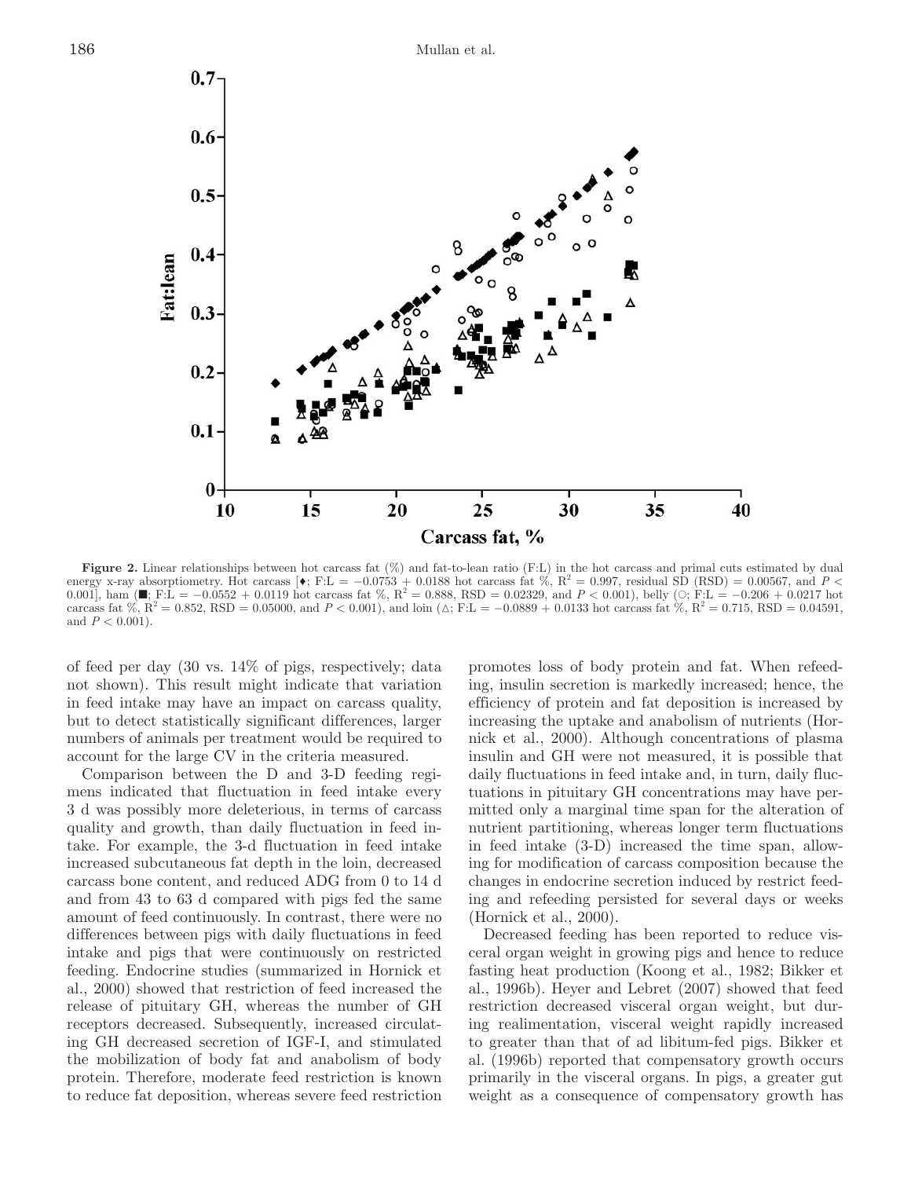**Figure 2.** Linear relationships between hot carcass fat (%) and fat-to-lean ratio (F:L) in the hot carcass and primal cuts estimated by dual energy x-ray absorptiometry. Hot carcass [♦; F:L = −0.0753 + 0.0188 hot carcass fat %, $R^2$ = 0.997, residual SD (RSD) = 0.00567, and $P$ < 0.001], ham (■; F:L = −0.0552 + 0.0119 hot carcass fat %, $R^2$ = 0.888, RSD = 0.02329, and $P$ < 0.001), belly (○; F:L = −0.206 + 0.0217 hot carcass fat %, $R^2$ = 0.852, RSD = 0.05000, and $P$ < 0.001), and loin (△; F:L = −0.0889 + 0.0133 hot carcass fat %, $R^2$ = 0.715, RSD = 0.04591, and $P$ < 0.001).

of feed per day (30 vs. 14% of pigs, respectively; data not shown). This result might indicate that variation in feed intake may have an impact on carcass quality, but to detect statistically significant differences, larger numbers of animals per treatment would be required to account for the large CV in the criteria measured.

Comparison between the D and 3-D feeding regimens indicated that fluctuation in feed intake every 3 d was possibly more deleterious, in terms of carcass quality and growth, than daily fluctuation in feed intake. For example, the 3-d fluctuation in feed intake increased subcutaneous fat depth in the loin, decreased carcass bone content, and reduced ADG from 0 to 14 d and from 43 to 63 d compared with pigs fed the same amount of feed continuously. In contrast, there were no differences between pigs with daily fluctuations in feed intake and pigs that were continuously on restricted feeding. Endocrine studies (summarized in Hornick et al., 2000) showed that restriction of feed increased the release of pituitary GH, whereas the number of GH receptors decreased. Subsequently, increased circulating GH decreased secretion of IGF-I, and stimulated the mobilization of body fat and anabolism of body protein. Therefore, moderate feed restriction is known to reduce fat deposition, whereas severe feed restriction promotes loss of body protein and fat. When refeeding, insulin secretion is markedly increased; hence, the efficiency of protein and fat deposition is increased by increasing the uptake and anabolism of nutrients (Hornick et al., 2000). Although concentrations of plasma insulin and GH were not measured, it is possible that daily fluctuations in feed intake and, in turn, daily fluctuations in pituitary GH concentrations may have permitted only a marginal time span for the alteration of nutrient partitioning, whereas longer term fluctuations in feed intake (3-D) increased the time span, allowing for modification of carcass composition because the changes in endocrine secretion induced by restrict feeding and refeeding persisted for several days or weeks (Hornick et al., 2000).

Decreased feeding has been reported to reduce visceral organ weight in growing pigs and hence to reduce fasting heat production (Koong et al., 1982; Bikker et al., 1996b). Heyer and Lebret (2007) showed that feed restriction decreased visceral organ weight, but during realimentation, visceral weight rapidly increased to greater than that of ad libitum-fed pigs. Bikker et al. (1996b) reported that compensatory growth occurs primarily in the visceral organs. In pigs, a greater gut weight as a consequence of compensatory growth has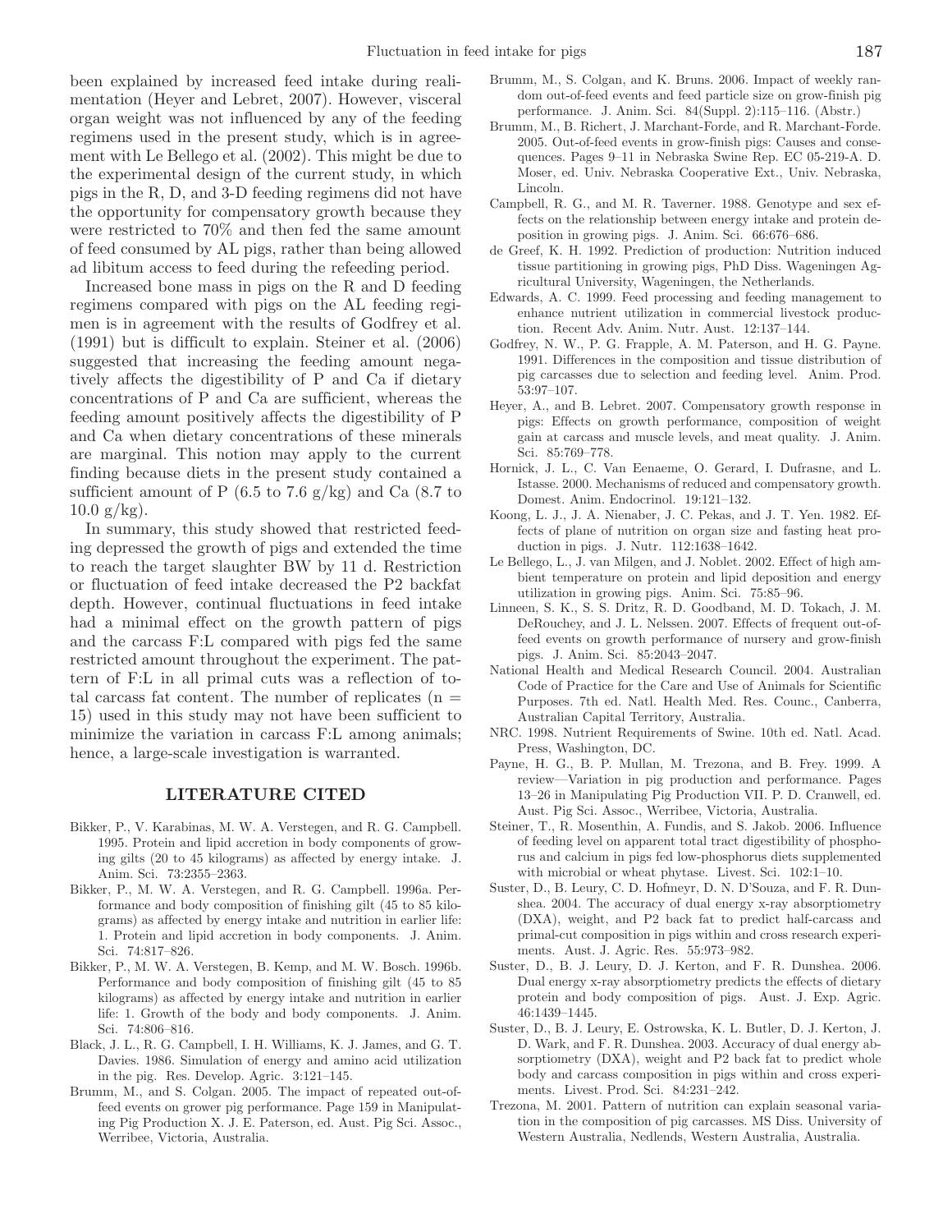been explained by increased feed intake during realimentation (Heyer and Lebret, 2007). However, visceral organ weight was not influenced by any of the feeding regimens used in the present study, which is in agreement with Le Bellego et al. (2002). This might be due to the experimental design of the current study, in which pigs in the R, D, and 3-D feeding regimens did not have the opportunity for compensatory growth because they were restricted to 70% and then fed the same amount of feed consumed by AL pigs, rather than being allowed ad libitum access to feed during the refeeding period.

Increased bone mass in pigs on the R and D feeding regimens compared with pigs on the AL feeding regimen is in agreement with the results of Godfrey et al. (1991) but is difficult to explain. Steiner et al. (2006) suggested that increasing the feeding amount negatively affects the digestibility of P and Ca if dietary concentrations of P and Ca are sufficient, whereas the feeding amount positively affects the digestibility of P and Ca when dietary concentrations of these minerals are marginal. This notion may apply to the current finding because diets in the present study contained a sufficient amount of P (6.5 to 7.6 g/kg) and Ca (8.7 to 10.0 g/kg).

In summary, this study showed that restricted feeding depressed the growth of pigs and extended the time to reach the target slaughter BW by 11 d. Restriction or fluctuation of feed intake decreased the P2 backfat depth. However, continual fluctuations in feed intake had a minimal effect on the growth pattern of pigs and the carcass F:L compared with pigs fed the same restricted amount throughout the experiment. The pattern of F:L in all primal cuts was a reflection of total carcass fat content. The number of replicates ($n = 15$) used in this study may not have been sufficient to minimize the variation in carcass F:L among animals; hence, a large-scale investigation is warranted.

## LITERATURE CITED

Bikker, P., V. Karabinas, M. W. A. Verstegen, and R. G. Campbell. 1995. Protein and lipid accretion in body components of growing gilts (20 to 45 kilograms) as affected by energy intake. J. Anim. Sci. 73:2355–2363.

Bikker, P., M. W. A. Verstegen, and R. G. Campbell. 1996a. Performance and body composition of finishing gilt (45 to 85 kilograms) as affected by energy intake and nutrition in earlier life: 1. Protein and lipid accretion in body components. J. Anim. Sci. 74:817–826.

Bikker, P., M. W. A. Verstegen, B. Kemp, and M. W. Bosch. 1996b. Performance and body composition of finishing gilt (45 to 85 kilograms) as affected by energy intake and nutrition in earlier life: 1. Growth of the body and body components. J. Anim. Sci. 74:806–816.

Black, J. L., R. G. Campbell, I. H. Williams, K. J. James, and G. T. Davies. 1986. Simulation of energy and amino acid utilization in the pig. Res. Develop. Agric. 3:121–145.

Brumm, M., and S. Colgan. 2005. The impact of repeated out-of-feed events on grower pig performance. Page 159 in Manipulating Pig Production X. J. E. Paterson, ed. Aust. Pig Sci. Assoc., Werribee, Victoria, Australia.

Brumm, M., S. Colgan, and K. Bruns. 2006. Impact of weekly random out-of-feed events and feed particle size on grow-finish pig performance. J. Anim. Sci. 84(Suppl. 2):115–116. (Abstr.)

Brumm, M., B. Richert, J. Marchant-Forde, and R. Marchant-Forde. 2005. Out-of-feed events in grow-finish pigs: Causes and consequences. Pages 9–11 in Nebraska Swine Rep. EC 05-219-A. D. Moser, ed. Univ. Nebraska Cooperative Ext., Univ. Nebraska, Lincoln.

Campbell, R. G., and M. R. Taverner. 1988. Genotype and sex effects on the relationship between energy intake and protein deposition in growing pigs. J. Anim. Sci. 66:676–686.

de Greef, K. H. 1992. Prediction of production: Nutrition induced tissue partitioning in growing pigs, PhD Diss. Wageningen Agricultural University, Wageningen, the Netherlands.

Edwards, A. C. 1999. Feed processing and feeding management to enhance nutrient utilization in commercial livestock production. Recent Adv. Anim. Nutr. Aust. 12:137–144.

Godfrey, N. W., P. G. Frapple, A. M. Paterson, and H. G. Payne. 1991. Differences in the composition and tissue distribution of pig carcasses due to selection and feeding level. Anim. Prod. 53:97–107.

Heyer, A., and B. Lebret. 2007. Compensatory growth response in pigs: Effects on growth performance, composition of weight gain at carcass and muscle levels, and meat quality. J. Anim. Sci. 85:769–778.

Hornick, J. L., C. Van Eenaeme, O. Gerard, I. Dufrasne, and L. Istasse. 2000. Mechanisms of reduced and compensatory growth. Domest. Anim. Endocrinol. 19:121–132.

Koong, L. J., J. A. Nienaber, J. C. Pekas, and J. T. Yen. 1982. Effects of plane of nutrition on organ size and fasting heat production in pigs. J. Nutr. 112:1638–1642.

Le Bellego, L., J. van Milgen, and J. Noblet. 2002. Effect of high ambient temperature on protein and lipid deposition and energy utilization in growing pigs. Anim. Sci. 75:85–96.

Linneen, S. K., S. S. Dritz, R. D. Goodband, M. D. Tokach, J. M. DeRouchey, and J. L. Nelssen. 2007. Effects of frequent out-of-feed events on growth performance of nursery and grow-finish pigs. J. Anim. Sci. 85:2043–2047.

National Health and Medical Research Council. 2004. Australian Code of Practice for the Care and Use of Animals for Scientific Purposes. 7th ed. Natl. Health Med. Res. Counc., Canberra, Australian Capital Territory, Australia.

NRC. 1998. Nutrient Requirements of Swine. 10th ed. Natl. Acad. Press, Washington, DC.

Payne, H. G., B. P. Mullan, M. Trezona, and B. Frey. 1999. A review—Variation in pig production and performance. Pages 13–26 in Manipulating Pig Production VII. P. D. Cranwell, ed. Aust. Pig Sci. Assoc., Werribee, Victoria, Australia.

Steiner, T., R. Mosenthin, A. Fundis, and S. Jakob. 2006. Influence of feeding level on apparent total tract digestibility of phosphorus and calcium in pigs fed low-phosphorus diets supplemented with microbial or wheat phytase. Livest. Sci. 102:1–10.

Suster, D., B. Leury, C. D. Hofmeyr, D. N. D'Souza, and F. R. Dunshea. 2004. The accuracy of dual energy x-ray absorptiometry (DXA), weight, and P2 back fat to predict half-carcass and primal-cut composition in pigs within and cross research experiments. Aust. J. Agric. Res. 55:973–982.

Suster, D., B. J. Leury, D. J. Kerton, and F. R. Dunshea. 2006. Dual energy x-ray absorptiometry predicts the effects of dietary protein and body composition of pigs. Aust. J. Exp. Agric. 46:1439–1445.

Suster, D., B. J. Leury, E. Ostrowska, K. L. Butler, D. J. Kerton, J. D. Wark, and F. R. Dunshea. 2003. Accuracy of dual energy absorptiometry (DXA), weight and P2 back fat to predict whole body and carcass composition in pigs within and cross experiments. Livest. Prod. Sci. 84:231–242.

Trezona, M. 2001. Pattern of nutrition can explain seasonal variation in the composition of pig carcasses. MS Diss. University of Western Australia, Nedlends, Western Australia, Australia.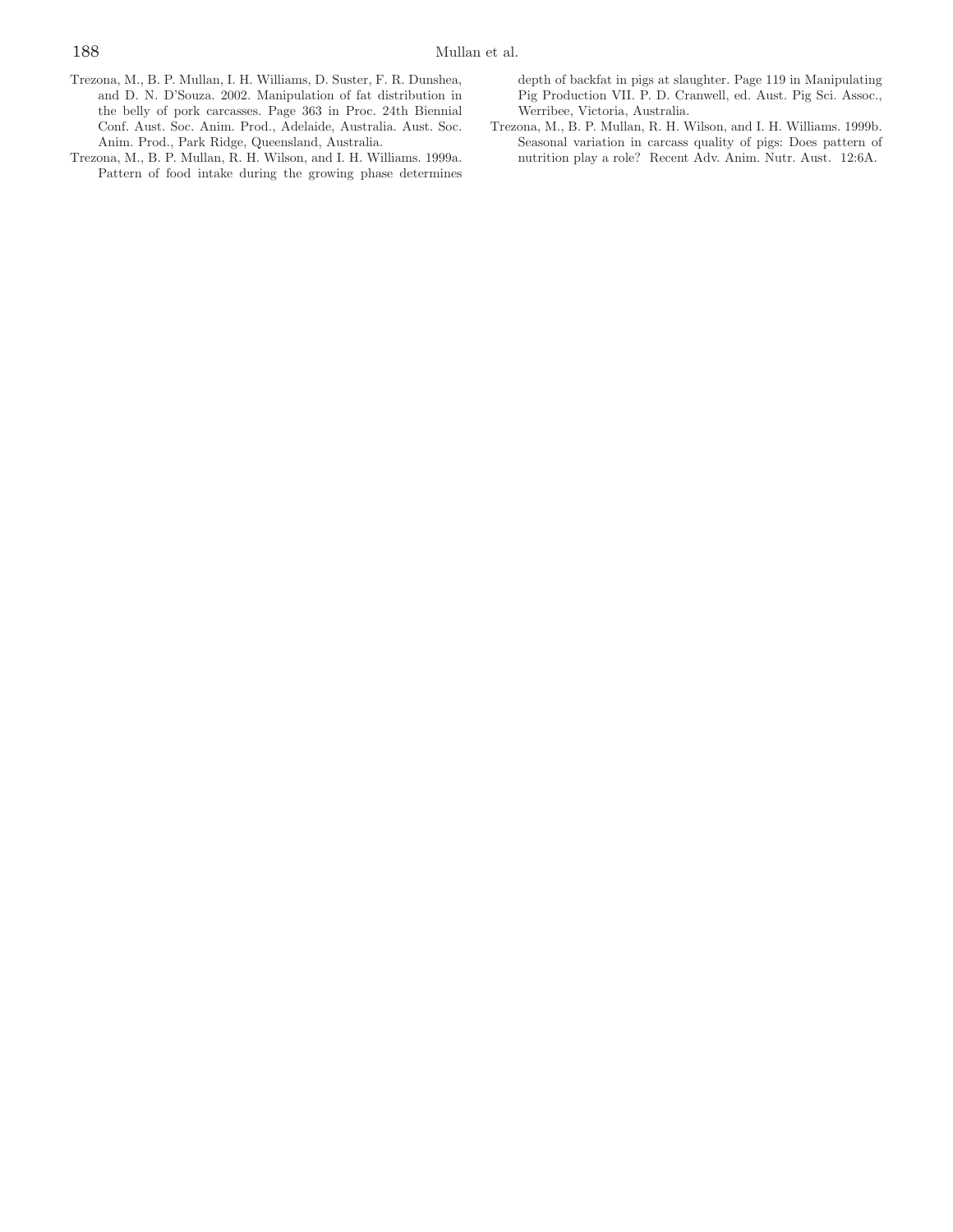Trezona, M., B. P. Mullan, I. H. Williams, D. Suster, F. R. Dunshea, and D. N. D'Souza. 2002. Manipulation of fat distribution in the belly of pork carcasses. Page 363 in Proc. 24th Biennial Conf. Aust. Soc. Anim. Prod., Adelaide, Australia. Aust. Soc. Anim. Prod., Park Ridge, Queensland, Australia.

Trezona, M., B. P. Mullan, R. H. Wilson, and I. H. Williams. 1999a. Pattern of food intake during the growing phase determines depth of backfat in pigs at slaughter. Page 119 in Manipulating Pig Production VII. P. D. Cranwell, ed. Aust. Pig Sci. Assoc., Werribee, Victoria, Australia.

Trezona, M., B. P. Mullan, R. H. Wilson, and I. H. Williams. 1999b. Seasonal variation in carcass quality of pigs: Does pattern of nutrition play a role? Recent Adv. Anim. Nutr. Aust. 12:6A.